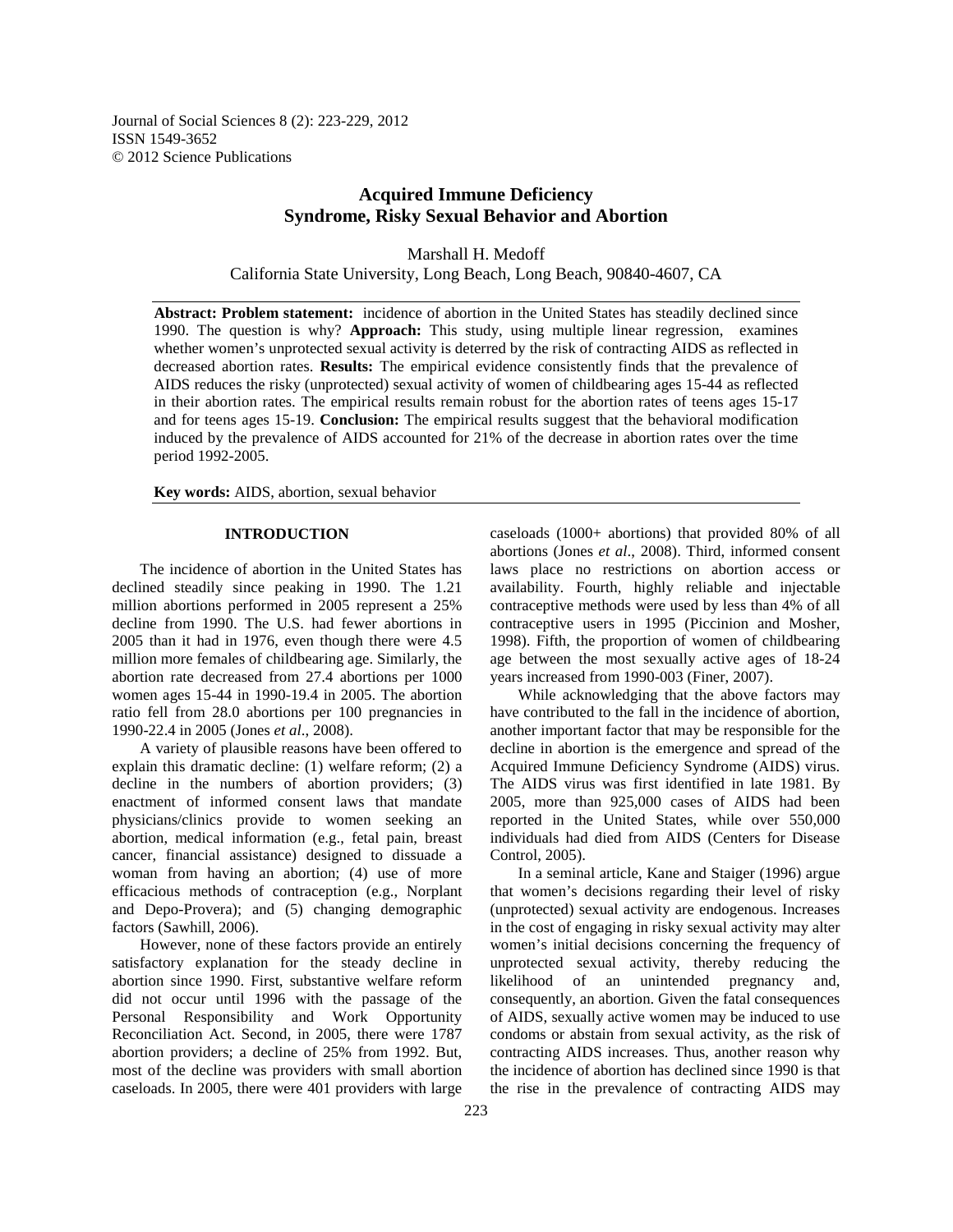# Acquired Immune Deficiency Syndrome, Risky Sexual Behavior and Abortion

Marshall H. Medoff
California State University, Long Beach, Long Beach, 90840-4607, CA

---

**Abstract: Problem statement:** incidence of abortion in the United States has steadily declined since 1990. The question is why? **Approach:** This study, using multiple linear regression, examines whether women's unprotected sexual activity is deterred by the risk of contracting AIDS as reflected in decreased abortion rates. **Results:** The empirical evidence consistently finds that the prevalence of AIDS reduces the risky (unprotected) sexual activity of women of childbearing ages 15-44 as reflected in their abortion rates. The empirical results remain robust for the abortion rates of teens ages 15-17 and for teens ages 15-19. **Conclusion:** The empirical results suggest that the behavioral modification induced by the prevalence of AIDS accounted for 21% of the decrease in abortion rates over the time period 1992-2005.

**Key words:** AIDS, abortion, sexual behavior

---

## INTRODUCTION

The incidence of abortion in the United States has declined steadily since peaking in 1990. The 1.21 million abortions performed in 2005 represent a 25% decline from 1990. The U.S. had fewer abortions in 2005 than it had in 1976, even though there were 4.5 million more females of childbearing age. Similarly, the abortion rate decreased from 27.4 abortions per 1000 women ages 15-44 in 1990-19.4 in 2005. The abortion ratio fell from 28.0 abortions per 100 pregnancies in 1990-22.4 in 2005 (Jones *et al*., 2008).

A variety of plausible reasons have been offered to explain this dramatic decline: (1) welfare reform; (2) a decline in the numbers of abortion providers; (3) enactment of informed consent laws that mandate physicians/clinics provide to women seeking an abortion, medical information (e.g., fetal pain, breast cancer, financial assistance) designed to dissuade a woman from having an abortion; (4) use of more efficacious methods of contraception (e.g., Norplant and Depo-Provera); and (5) changing demographic factors (Sawhill, 2006).

However, none of these factors provide an entirely satisfactory explanation for the steady decline in abortion since 1990. First, substantive welfare reform did not occur until 1996 with the passage of the Personal Responsibility and Work Opportunity Reconciliation Act. Second, in 2005, there were 1787 abortion providers; a decline of 25% from 1992. But, most of the decline was providers with small abortion caseloads. In 2005, there were 401 providers with large caseloads (1000+ abortions) that provided 80% of all abortions (Jones *et al*., 2008). Third, informed consent laws place no restrictions on abortion access or availability. Fourth, highly reliable and injectable contraceptive methods were used by less than 4% of all contraceptive users in 1995 (Piccinion and Mosher, 1998). Fifth, the proportion of women of childbearing age between the most sexually active ages of 18-24 years increased from 1990-003 (Finer, 2007).

While acknowledging that the above factors may have contributed to the fall in the incidence of abortion, another important factor that may be responsible for the decline in abortion is the emergence and spread of the Acquired Immune Deficiency Syndrome (AIDS) virus. The AIDS virus was first identified in late 1981. By 2005, more than 925,000 cases of AIDS had been reported in the United States, while over 550,000 individuals had died from AIDS (Centers for Disease Control, 2005).

In a seminal article, Kane and Staiger (1996) argue that women's decisions regarding their level of risky (unprotected) sexual activity are endogenous. Increases in the cost of engaging in risky sexual activity may alter women's initial decisions concerning the frequency of unprotected sexual activity, thereby reducing the likelihood of an unintended pregnancy and, consequently, an abortion. Given the fatal consequences of AIDS, sexually active women may be induced to use condoms or abstain from sexual activity, as the risk of contracting AIDS increases. Thus, another reason why the incidence of abortion has declined since 1990 is that the rise in the prevalence of contracting AIDS may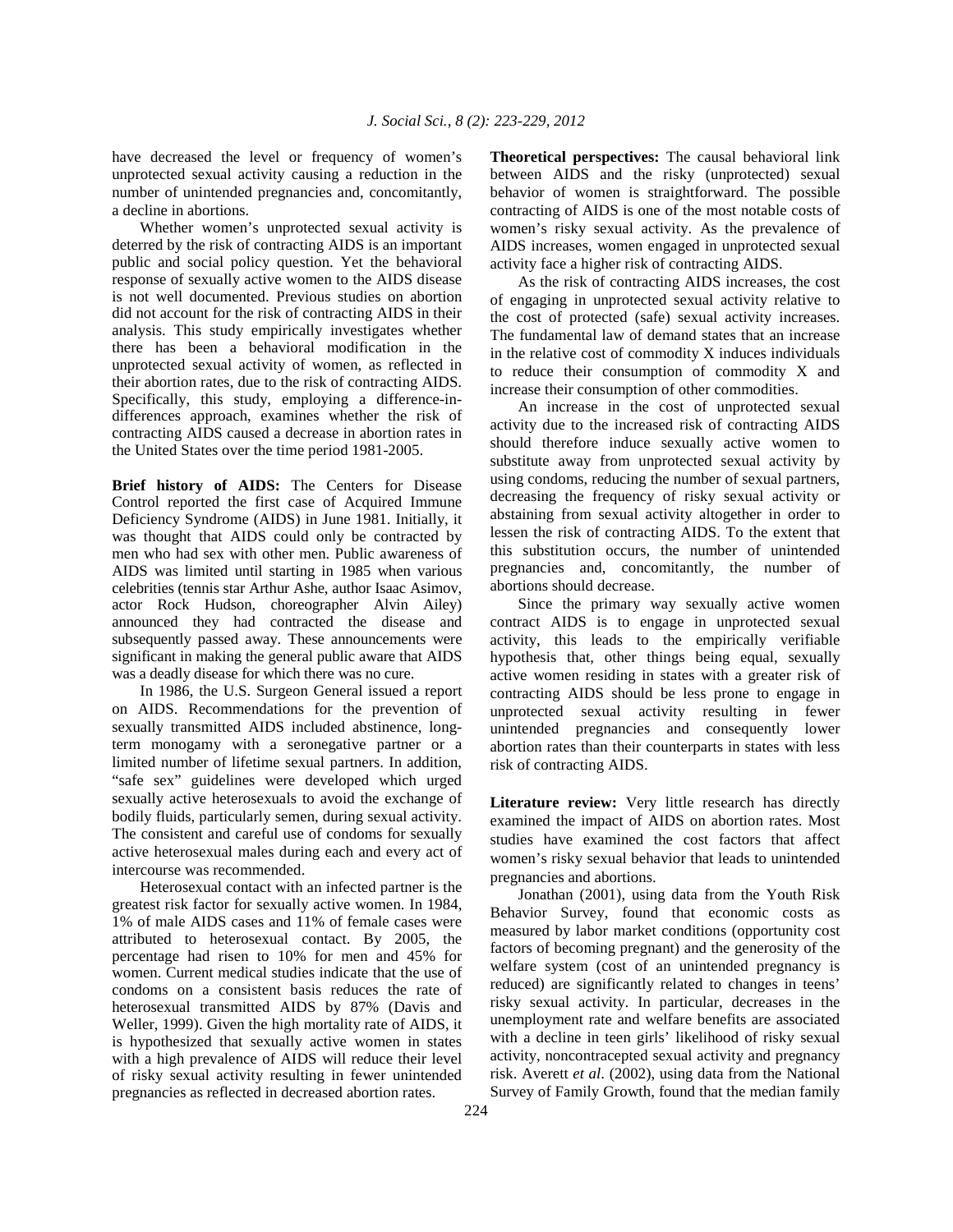have decreased the level or frequency of women's unprotected sexual activity causing a reduction in the number of unintended pregnancies and, concomitantly, a decline in abortions.

Whether women's unprotected sexual activity is deterred by the risk of contracting AIDS is an important public and social policy question. Yet the behavioral response of sexually active women to the AIDS disease is not well documented. Previous studies on abortion did not account for the risk of contracting AIDS in their analysis. This study empirically investigates whether there has been a behavioral modification in the unprotected sexual activity of women, as reflected in their abortion rates, due to the risk of contracting AIDS. Specifically, this study, employing a difference-in-differences approach, examines whether the risk of contracting AIDS caused a decrease in abortion rates in the United States over the time period 1981-2005.

**Brief history of AIDS:** The Centers for Disease Control reported the first case of Acquired Immune Deficiency Syndrome (AIDS) in June 1981. Initially, it was thought that AIDS could only be contracted by men who had sex with other men. Public awareness of AIDS was limited until starting in 1985 when various celebrities (tennis star Arthur Ashe, author Isaac Asimov, actor Rock Hudson, choreographer Alvin Ailey) announced they had contracted the disease and subsequently passed away. These announcements were significant in making the general public aware that AIDS was a deadly disease for which there was no cure.

In 1986, the U.S. Surgeon General issued a report on AIDS. Recommendations for the prevention of sexually transmitted AIDS included abstinence, long-term monogamy with a seronegative partner or a limited number of lifetime sexual partners. In addition, "safe sex" guidelines were developed which urged sexually active heterosexuals to avoid the exchange of bodily fluids, particularly semen, during sexual activity. The consistent and careful use of condoms for sexually active heterosexual males during each and every act of intercourse was recommended.

Heterosexual contact with an infected partner is the greatest risk factor for sexually active women. In 1984, 1% of male AIDS cases and 11% of female cases were attributed to heterosexual contact. By 2005, the percentage had risen to 10% for men and 45% for women. Current medical studies indicate that the use of condoms on a consistent basis reduces the rate of heterosexual transmitted AIDS by 87% (Davis and Weller, 1999). Given the high mortality rate of AIDS, it is hypothesized that sexually active women in states with a high prevalence of AIDS will reduce their level of risky sexual activity resulting in fewer unintended pregnancies as reflected in decreased abortion rates.

**Theoretical perspectives:** The causal behavioral link between AIDS and the risky (unprotected) sexual behavior of women is straightforward. The possible contracting of AIDS is one of the most notable costs of women's risky sexual activity. As the prevalence of AIDS increases, women engaged in unprotected sexual activity face a higher risk of contracting AIDS.

As the risk of contracting AIDS increases, the cost of engaging in unprotected sexual activity relative to the cost of protected (safe) sexual activity increases. The fundamental law of demand states that an increase in the relative cost of commodity X induces individuals to reduce their consumption of commodity X and increase their consumption of other commodities.

An increase in the cost of unprotected sexual activity due to the increased risk of contracting AIDS should therefore induce sexually active women to substitute away from unprotected sexual activity by using condoms, reducing the number of sexual partners, decreasing the frequency of risky sexual activity or abstaining from sexual activity altogether in order to lessen the risk of contracting AIDS. To the extent that this substitution occurs, the number of unintended pregnancies and, concomitantly, the number of abortions should decrease.

Since the primary way sexually active women contract AIDS is to engage in unprotected sexual activity, this leads to the empirically verifiable hypothesis that, other things being equal, sexually active women residing in states with a greater risk of contracting AIDS should be less prone to engage in unprotected sexual activity resulting in fewer unintended pregnancies and consequently lower abortion rates than their counterparts in states with less risk of contracting AIDS.

**Literature review:** Very little research has directly examined the impact of AIDS on abortion rates. Most studies have examined the cost factors that affect women's risky sexual behavior that leads to unintended pregnancies and abortions.

Jonathan (2001), using data from the Youth Risk Behavior Survey, found that economic costs as measured by labor market conditions (opportunity cost factors of becoming pregnant) and the generosity of the welfare system (cost of an unintended pregnancy is reduced) are significantly related to changes in teens' risky sexual activity. In particular, decreases in the unemployment rate and welfare benefits are associated with a decline in teen girls' likelihood of risky sexual activity, noncontracepted sexual activity and pregnancy risk. Averett *et al*. (2002), using data from the National Survey of Family Growth, found that the median family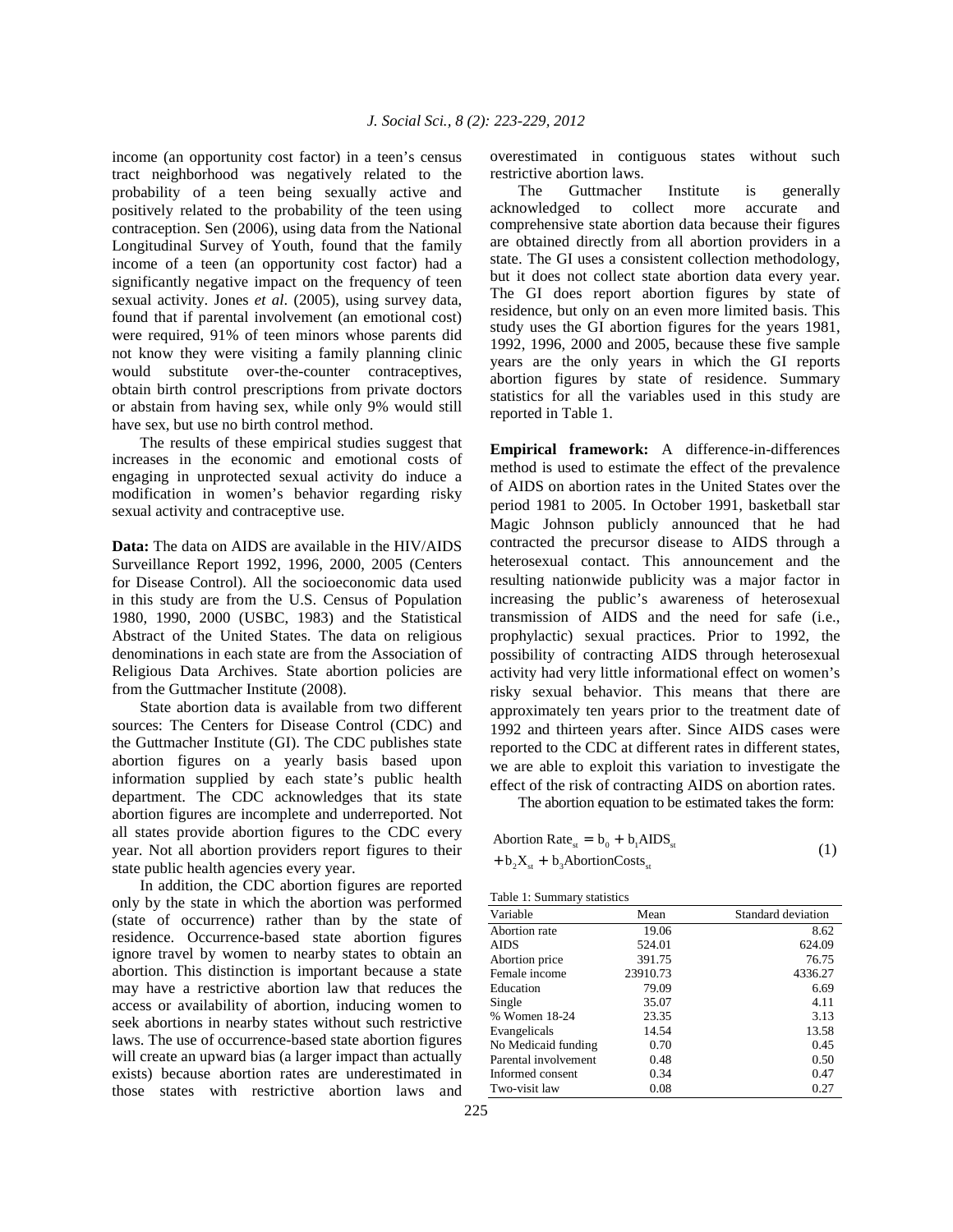income (an opportunity cost factor) in a teen's census tract neighborhood was negatively related to the probability of a teen being sexually active and positively related to the probability of the teen using contraception. Sen (2006), using data from the National Longitudinal Survey of Youth, found that the family income of a teen (an opportunity cost factor) had a significantly negative impact on the frequency of teen sexual activity. Jones *et al*. (2005), using survey data, found that if parental involvement (an emotional cost) were required, 91% of teen minors whose parents did not know they were visiting a family planning clinic would substitute over-the-counter contraceptives, obtain birth control prescriptions from private doctors or abstain from having sex, while only 9% would still have sex, but use no birth control method.

The results of these empirical studies suggest that increases in the economic and emotional costs of engaging in unprotected sexual activity do induce a modification in women's behavior regarding risky sexual activity and contraceptive use.

**Data:** The data on AIDS are available in the HIV/AIDS Surveillance Report 1992, 1996, 2000, 2005 (Centers for Disease Control). All the socioeconomic data used in this study are from the U.S. Census of Population 1980, 1990, 2000 (USBC, 1983) and the Statistical Abstract of the United States. The data on religious denominations in each state are from the Association of Religious Data Archives. State abortion policies are from the Guttmacher Institute (2008).

State abortion data is available from two different sources: The Centers for Disease Control (CDC) and the Guttmacher Institute (GI). The CDC publishes state abortion figures on a yearly basis based upon information supplied by each state's public health department. The CDC acknowledges that its state abortion figures are incomplete and underreported. Not all states provide abortion figures to the CDC every year. Not all abortion providers report figures to their state public health agencies every year.

In addition, the CDC abortion figures are reported only by the state in which the abortion was performed (state of occurrence) rather than by the state of residence. Occurrence-based state abortion figures ignore travel by women to nearby states to obtain an abortion. This distinction is important because a state may have a restrictive abortion law that reduces the access or availability of abortion, inducing women to seek abortions in nearby states without such restrictive laws. The use of occurrence-based state abortion figures will create an upward bias (a larger impact than actually exists) because abortion rates are underestimated in those states with restrictive abortion laws and overestimated in contiguous states without such restrictive abortion laws.

The Guttmacher Institute is generally acknowledged to collect more accurate and comprehensive state abortion data because their figures are obtained directly from all abortion providers in a state. The GI uses a consistent collection methodology, but it does not collect state abortion data every year. The GI does report abortion figures by state of residence, but only on an even more limited basis. This study uses the GI abortion figures for the years 1981, 1992, 1996, 2000 and 2005, because these five sample years are the only years in which the GI reports abortion figures by state of residence. Summary statistics for all the variables used in this study are reported in Table 1.

**Empirical framework:** A difference-in-differences method is used to estimate the effect of the prevalence of AIDS on abortion rates in the United States over the period 1981 to 2005. In October 1991, basketball star Magic Johnson publicly announced that he had contracted the precursor disease to AIDS through a heterosexual contact. This announcement and the resulting nationwide publicity was a major factor in increasing the public's awareness of heterosexual transmission of AIDS and the need for safe (i.e., prophylactic) sexual practices. Prior to 1992, the possibility of contracting AIDS through heterosexual activity had very little informational effect on women's risky sexual behavior. This means that there are approximately ten years prior to the treatment date of 1992 and thirteen years after. Since AIDS cases were reported to the CDC at different rates in different states, we are able to exploit this variation to investigate the effect of the risk of contracting AIDS on abortion rates.

The abortion equation to be estimated takes the form:

$$\text{Abortion Rate}_{st} = b_0 + b_1\text{AIDS}_{st} + b_2X_{st} + b_3\text{AbortionCosts}_{st} \tag{1}$$

Table 1: Summary statistics

| Variable | Mean | Standard deviation |
|---|---|---|
| Abortion rate | 19.06 | 8.62 |
| AIDS | 524.01 | 624.09 |
| Abortion price | 391.75 | 76.75 |
| Female income | 23910.73 | 4336.27 |
| Education | 79.09 | 6.69 |
| Single | 35.07 | 4.11 |
| % Women 18-24 | 23.35 | 3.13 |
| Evangelicals | 14.54 | 13.58 |
| No Medicaid funding | 0.70 | 0.45 |
| Parental involvement | 0.48 | 0.50 |
| Informed consent | 0.34 | 0.47 |
| Two-visit law | 0.08 | 0.27 |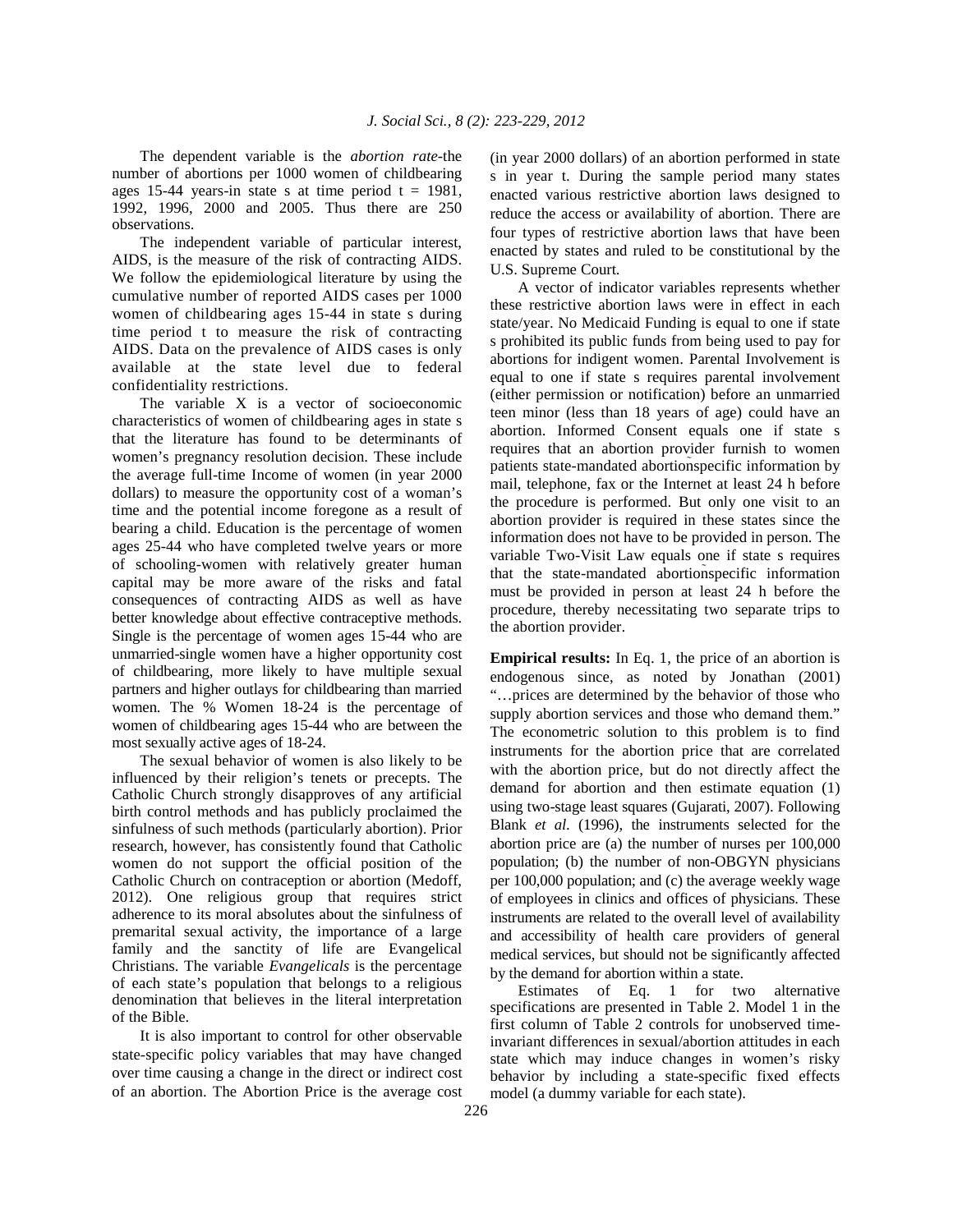The dependent variable is the *abortion rate*-the number of abortions per 1000 women of childbearing ages 15-44 years-in state s at time period t = 1981, 1992, 1996, 2000 and 2005. Thus there are 250 observations.

The independent variable of particular interest, AIDS, is the measure of the risk of contracting AIDS. We follow the epidemiological literature by using the cumulative number of reported AIDS cases per 1000 women of childbearing ages 15-44 in state s during time period t to measure the risk of contracting AIDS. Data on the prevalence of AIDS cases is only available at the state level due to federal confidentiality restrictions.

The variable X is a vector of socioeconomic characteristics of women of childbearing ages in state s that the literature has found to be determinants of women's pregnancy resolution decision. These include the average full-time Income of women (in year 2000 dollars) to measure the opportunity cost of a woman's time and the potential income foregone as a result of bearing a child. Education is the percentage of women ages 25-44 who have completed twelve years or more of schooling-women with relatively greater human capital may be more aware of the risks and fatal consequences of contracting AIDS as well as have better knowledge about effective contraceptive methods. Single is the percentage of women ages 15-44 who are unmarried-single women have a higher opportunity cost of childbearing, more likely to have multiple sexual partners and higher outlays for childbearing than married women. The % Women 18-24 is the percentage of women of childbearing ages 15-44 who are between the most sexually active ages of 18-24.

The sexual behavior of women is also likely to be influenced by their religion's tenets or precepts. The Catholic Church strongly disapproves of any artificial birth control methods and has publicly proclaimed the sinfulness of such methods (particularly abortion). Prior research, however, has consistently found that Catholic women do not support the official position of the Catholic Church on contraception or abortion (Medoff, 2012). One religious group that requires strict adherence to its moral absolutes about the sinfulness of premarital sexual activity, the importance of a large family and the sanctity of life are Evangelical Christians. The variable *Evangelicals* is the percentage of each state's population that belongs to a religious denomination that believes in the literal interpretation of the Bible.

It is also important to control for other observable state-specific policy variables that may have changed over time causing a change in the direct or indirect cost of an abortion. The Abortion Price is the average cost (in year 2000 dollars) of an abortion performed in state s in year t. During the sample period many states enacted various restrictive abortion laws designed to reduce the access or availability of abortion. There are four types of restrictive abortion laws that have been enacted by states and ruled to be constitutional by the U.S. Supreme Court.

A vector of indicator variables represents whether these restrictive abortion laws were in effect in each state/year. No Medicaid Funding is equal to one if state s prohibited its public funds from being used to pay for abortions for indigent women. Parental Involvement is equal to one if state s requires parental involvement (either permission or notification) before an unmarried teen minor (less than 18 years of age) could have an abortion. Informed Consent equals one if state s requires that an abortion provider furnish to women patients state-mandated abortion-specific information by mail, telephone, fax or the Internet at least 24 h before the procedure is performed. But only one visit to an abortion provider is required in these states since the information does not have to be provided in person. The variable Two-Visit Law equals one if state s requires that the state-mandated abortion-specific information must be provided in person at least 24 h before the procedure, thereby necessitating two separate trips to the abortion provider.

**Empirical results:** In Eq. 1, the price of an abortion is endogenous since, as noted by Jonathan (2001) "…prices are determined by the behavior of those who supply abortion services and those who demand them." The econometric solution to this problem is to find instruments for the abortion price that are correlated with the abortion price, but do not directly affect the demand for abortion and then estimate equation (1) using two-stage least squares (Gujarati, 2007). Following Blank *et al*. (1996), the instruments selected for the abortion price are (a) the number of nurses per 100,000 population; (b) the number of non-OBGYN physicians per 100,000 population; and (c) the average weekly wage of employees in clinics and offices of physicians. These instruments are related to the overall level of availability and accessibility of health care providers of general medical services, but should not be significantly affected by the demand for abortion within a state.

Estimates of Eq. 1 for two alternative specifications are presented in Table 2. Model 1 in the first column of Table 2 controls for unobserved time-invariant differences in sexual/abortion attitudes in each state which may induce changes in women's risky behavior by including a state-specific fixed effects model (a dummy variable for each state).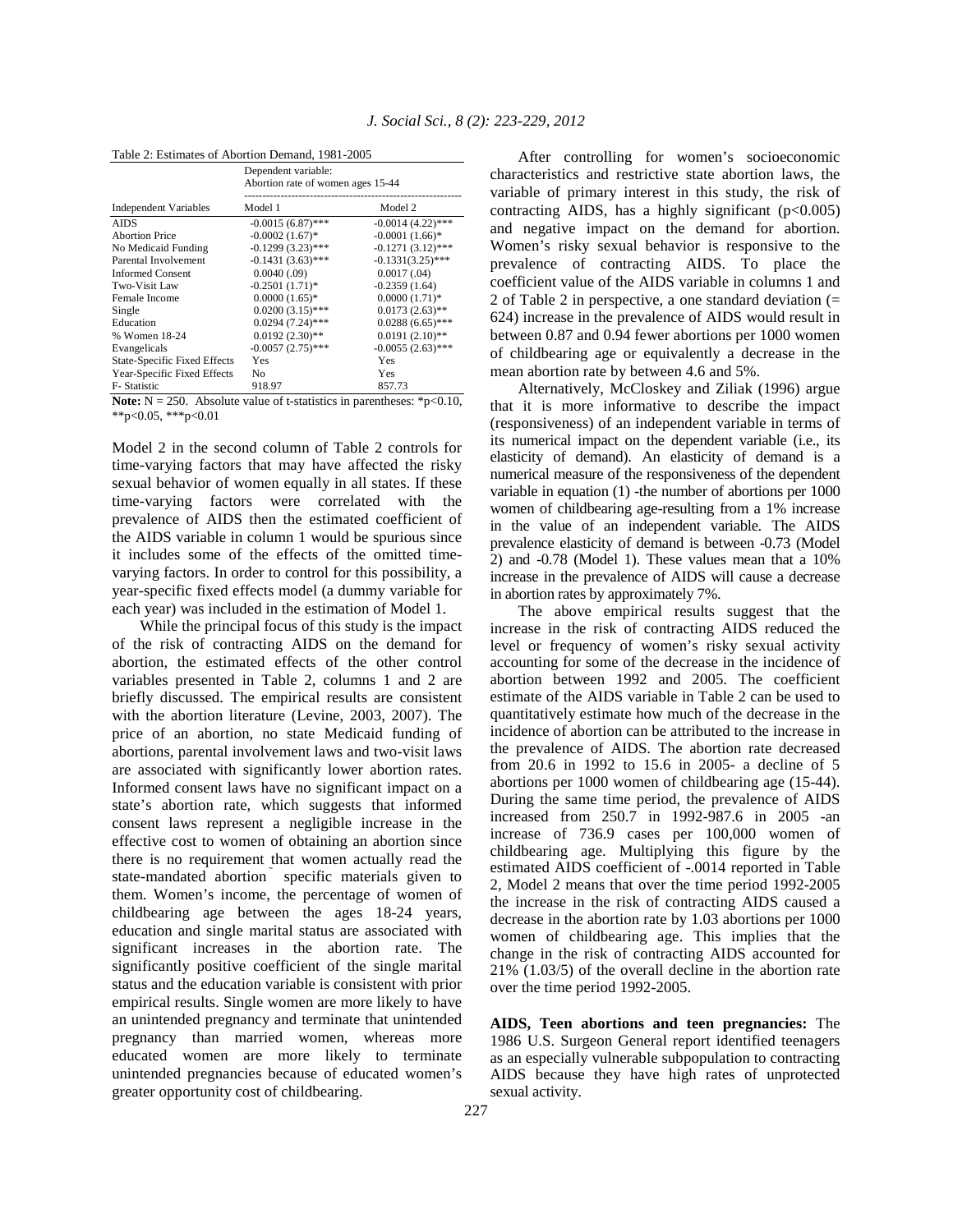Table 2: Estimates of Abortion Demand, 1981-2005

| Independent Variables | Dependent variable: Abortion rate of women ages 15-44 | |
|---|---|---|
| | Model 1 | Model 2 |
| AIDS | -0.0015 (6.87)*** | -0.0014 (4.22)*** |
| Abortion Price | -0.0002 (1.67)* | -0.0001 (1.66)* |
| No Medicaid Funding | -0.1299 (3.23)*** | -0.1271 (3.12)*** |
| Parental Involvement | -0.1431 (3.63)*** | -0.1331(3.25)*** |
| Informed Consent | 0.0040 (.09) | 0.0017 (.04) |
| Two-Visit Law | -0.2501 (1.71)* | -0.2359 (1.64) |
| Female Income | 0.0000 (1.65)* | 0.0000 (1.71)* |
| Single | 0.0200 (3.15)*** | 0.0173 (2.63)** |
| Education | 0.0294 (7.24)*** | 0.0288 (6.65)*** |
| % Women 18-24 | 0.0192 (2.30)** | 0.0191 (2.10)** |
| Evangelicals | -0.0057 (2.75)*** | -0.0055 (2.63)*** |
| State-Specific Fixed Effects | Yes | Yes |
| Year-Specific Fixed Effects | No | Yes |
| F- Statistic | 918.97 | 857.73 |

**Note:** N = 250. Absolute value of t-statistics in parentheses: *p<0.10, **p<0.05, ***p<0.01

Model 2 in the second column of Table 2 controls for time-varying factors that may have affected the risky sexual behavior of women equally in all states. If these time-varying factors were correlated with the prevalence of AIDS then the estimated coefficient of the AIDS variable in column 1 would be spurious since it includes some of the effects of the omitted time-varying factors. In order to control for this possibility, a year-specific fixed effects model (a dummy variable for each year) was included in the estimation of Model 1.

While the principal focus of this study is the impact of the risk of contracting AIDS on the demand for abortion, the estimated effects of the other control variables presented in Table 2, columns 1 and 2 are briefly discussed. The empirical results are consistent with the abortion literature (Levine, 2003, 2007). The price of an abortion, no state Medicaid funding of abortions, parental involvement laws and two-visit laws are associated with significantly lower abortion rates. Informed consent laws have no significant impact on a state's abortion rate, which suggests that informed consent laws represent a negligible increase in the effective cost to women of obtaining an abortion since there is no requirement that women actually read the state-mandated abortion˜ specific materials given to them. Women's income, the percentage of women of childbearing age between the ages 18-24 years, education and single marital status are associated with significant increases in the abortion rate. The significantly positive coefficient of the single marital status and the education variable is consistent with prior empirical results. Single women are more likely to have an unintended pregnancy and terminate that unintended pregnancy than married women, whereas more educated women are more likely to terminate unintended pregnancies because of educated women's greater opportunity cost of childbearing.

After controlling for women's socioeconomic characteristics and restrictive state abortion laws, the variable of primary interest in this study, the risk of contracting AIDS, has a highly significant ($p<0.005$) and negative impact on the demand for abortion. Women's risky sexual behavior is responsive to the prevalence of contracting AIDS. To place the coefficient value of the AIDS variable in columns 1 and 2 of Table 2 in perspective, a one standard deviation (= 624) increase in the prevalence of AIDS would result in between 0.87 and 0.94 fewer abortions per 1000 women of childbearing age or equivalently a decrease in the mean abortion rate by between 4.6 and 5%.

Alternatively, McCloskey and Ziliak (1996) argue that it is more informative to describe the impact (responsiveness) of an independent variable in terms of its numerical impact on the dependent variable (i.e., its elasticity of demand). An elasticity of demand is a numerical measure of the responsiveness of the dependent variable in equation (1) -the number of abortions per 1000 women of childbearing age-resulting from a 1% increase in the value of an independent variable. The AIDS prevalence elasticity of demand is between -0.73 (Model 2) and -0.78 (Model 1). These values mean that a 10% increase in the prevalence of AIDS will cause a decrease in abortion rates by approximately 7%.

The above empirical results suggest that the increase in the risk of contracting AIDS reduced the level or frequency of women's risky sexual activity accounting for some of the decrease in the incidence of abortion between 1992 and 2005. The coefficient estimate of the AIDS variable in Table 2 can be used to quantitatively estimate how much of the decrease in the incidence of abortion can be attributed to the increase in the prevalence of AIDS. The abortion rate decreased from 20.6 in 1992 to 15.6 in 2005- a decline of 5 abortions per 1000 women of childbearing age (15-44). During the same time period, the prevalence of AIDS increased from 250.7 in 1992-987.6 in 2005 -an increase of 736.9 cases per 100,000 women of childbearing age. Multiplying this figure by the estimated AIDS coefficient of -.0014 reported in Table 2, Model 2 means that over the time period 1992-2005 the increase in the risk of contracting AIDS caused a decrease in the abortion rate by 1.03 abortions per 1000 women of childbearing age. This implies that the change in the risk of contracting AIDS accounted for 21% (1.03/5) of the overall decline in the abortion rate over the time period 1992-2005.

**AIDS, Teen abortions and teen pregnancies:** The 1986 U.S. Surgeon General report identified teenagers as an especially vulnerable subpopulation to contracting AIDS because they have high rates of unprotected sexual activity.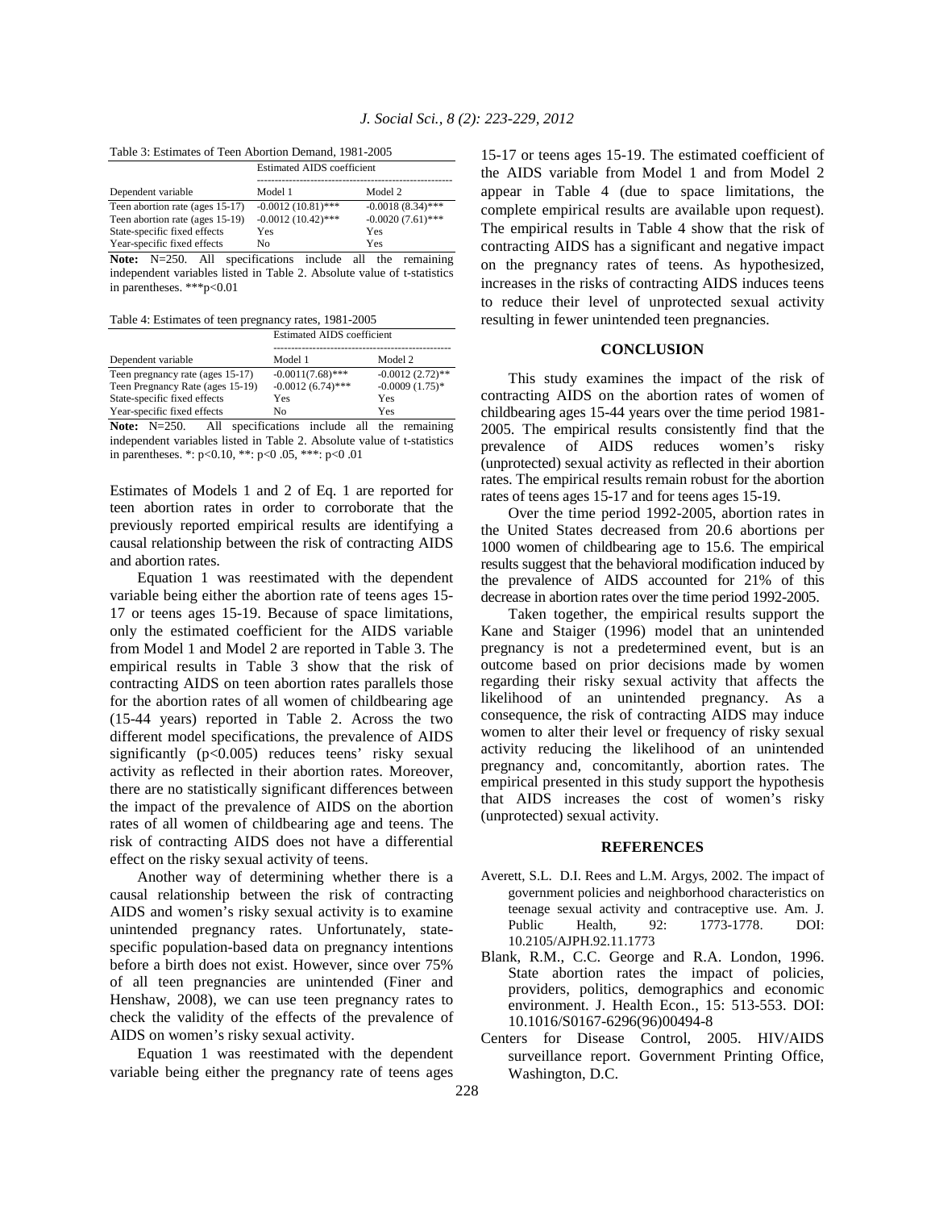Table 3: Estimates of Teen Abortion Demand, 1981-2005

| | Estimated AIDS coefficient | |
|---|---|---|
| Dependent variable | Model 1 | Model 2 |
| Teen abortion rate (ages 15-17) | -0.0012 (10.81)*** | -0.0018 (8.34)*** |
| Teen abortion rate (ages 15-19) | -0.0012 (10.42)*** | -0.0020 (7.61)*** |
| State-specific fixed effects | Yes | Yes |
| Year-specific fixed effects | No | Yes |

**Note:** N=250. All specifications include all the remaining independent variables listed in Table 2. Absolute value of t-statistics in parentheses. ***p<0.01

Table 4: Estimates of teen pregnancy rates, 1981-2005

| | Estimated AIDS coefficient | |
|---|---|---|
| Dependent variable | Model 1 | Model 2 |
| Teen pregnancy rate (ages 15-17) | -0.0011(7.68)*** | -0.0012 (2.72)** |
| Teen Pregnancy Rate (ages 15-19) | -0.0012 (6.74)*** | -0.0009 (1.75)* |
| State-specific fixed effects | Yes | Yes |
| Year-specific fixed effects | No | Yes |

**Note:** N=250. All specifications include all the remaining independent variables listed in Table 2. Absolute value of t-statistics in parentheses. *: p<0.10, **: p<0 .05, ***: p<0 .01

Estimates of Models 1 and 2 of Eq. 1 are reported for teen abortion rates in order to corroborate that the previously reported empirical results are identifying a causal relationship between the risk of contracting AIDS and abortion rates.

Equation 1 was reestimated with the dependent variable being either the abortion rate of teens ages 15-17 or teens ages 15-19. Because of space limitations, only the estimated coefficient for the AIDS variable from Model 1 and Model 2 are reported in Table 3. The empirical results in Table 3 show that the risk of contracting AIDS on teen abortion rates parallels those for the abortion rates of all women of childbearing age (15-44 years) reported in Table 2. Across the two different model specifications, the prevalence of AIDS significantly ($p<0.005$) reduces teens' risky sexual activity as reflected in their abortion rates. Moreover, there are no statistically significant differences between the impact of the prevalence of AIDS on the abortion rates of all women of childbearing age and teens. The risk of contracting AIDS does not have a differential effect on the risky sexual activity of teens.

Another way of determining whether there is a causal relationship between the risk of contracting AIDS and women's risky sexual activity is to examine unintended pregnancy rates. Unfortunately, state-specific population-based data on pregnancy intentions before a birth does not exist. However, since over 75% of all teen pregnancies are unintended (Finer and Henshaw, 2008), we can use teen pregnancy rates to check the validity of the effects of the prevalence of AIDS on women's risky sexual activity.

Equation 1 was reestimated with the dependent variable being either the pregnancy rate of teens ages 15-17 or teens ages 15-19. The estimated coefficient of the AIDS variable from Model 1 and from Model 2 appear in Table 4 (due to space limitations, the complete empirical results are available upon request). The empirical results in Table 4 show that the risk of contracting AIDS has a significant and negative impact on the pregnancy rates of teens. As hypothesized, increases in the risks of contracting AIDS induces teens to reduce their level of unprotected sexual activity resulting in fewer unintended teen pregnancies.

## CONCLUSION

This study examines the impact of the risk of contracting AIDS on the abortion rates of women of childbearing ages 15-44 years over the time period 1981-2005. The empirical results consistently find that the prevalence of AIDS reduces women's risky (unprotected) sexual activity as reflected in their abortion rates. The empirical results remain robust for the abortion rates of teens ages 15-17 and for teens ages 15-19.

Over the time period 1992-2005, abortion rates in the United States decreased from 20.6 abortions per 1000 women of childbearing age to 15.6. The empirical results suggest that the behavioral modification induced by the prevalence of AIDS accounted for 21% of this decrease in abortion rates over the time period 1992-2005.

Taken together, the empirical results support the Kane and Staiger (1996) model that an unintended pregnancy is not a predetermined event, but is an outcome based on prior decisions made by women regarding their risky sexual activity that affects the likelihood of an unintended pregnancy. As a consequence, the risk of contracting AIDS may induce women to alter their level or frequency of risky sexual activity reducing the likelihood of an unintended pregnancy and, concomitantly, abortion rates. The empirical presented in this study support the hypothesis that AIDS increases the cost of women's risky (unprotected) sexual activity.

## REFERENCES

Averett, S.L. D.I. Rees and L.M. Argys, 2002. The impact of government policies and neighborhood characteristics on teenage sexual activity and contraceptive use. Am. J. Public Health, 92: 1773-1778. DOI: 10.2105/AJPH.92.11.1773

Blank, R.M., C.C. George and R.A. London, 1996. State abortion rates the impact of policies, providers, politics, demographics and economic environment. J. Health Econ., 15: 513-553. DOI: 10.1016/S0167-6296(96)00494-8

Centers for Disease Control, 2005. HIV/AIDS surveillance report. Government Printing Office, Washington, D.C.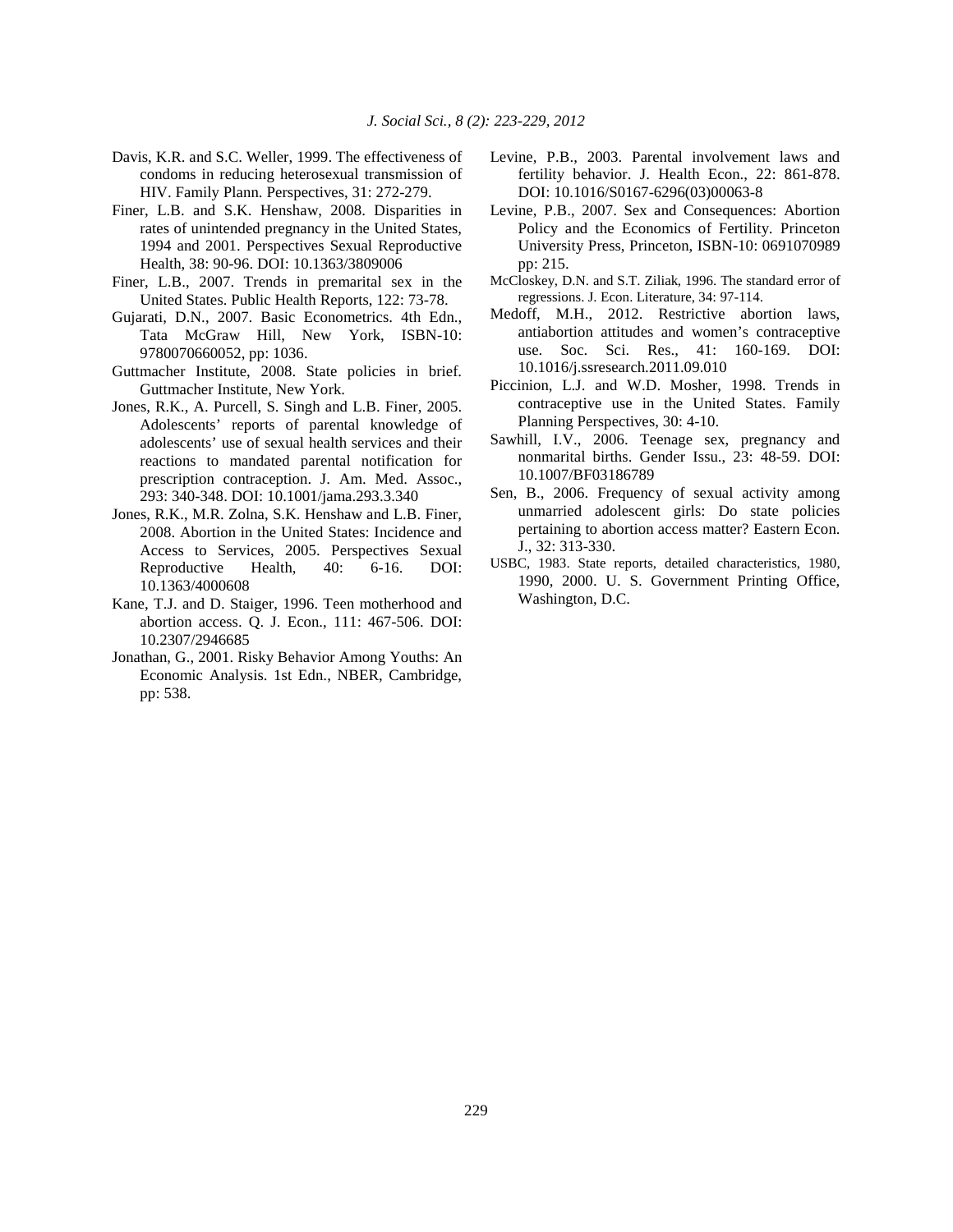Davis, K.R. and S.C. Weller, 1999. The effectiveness of condoms in reducing heterosexual transmission of HIV. Family Plann. Perspectives, 31: 272-279.

Finer, L.B. and S.K. Henshaw, 2008. Disparities in rates of unintended pregnancy in the United States, 1994 and 2001. Perspectives Sexual Reproductive Health, 38: 90-96. DOI: 10.1363/3809006

Finer, L.B., 2007. Trends in premarital sex in the United States. Public Health Reports, 122: 73-78.

Gujarati, D.N., 2007. Basic Econometrics. 4th Edn., Tata McGraw Hill, New York, ISBN-10: 9780070660052, pp: 1036.

Guttmacher Institute, 2008. State policies in brief. Guttmacher Institute, New York.

Jones, R.K., A. Purcell, S. Singh and L.B. Finer, 2005. Adolescents' reports of parental knowledge of adolescents' use of sexual health services and their reactions to mandated parental notification for prescription contraception. J. Am. Med. Assoc., 293: 340-348. DOI: 10.1001/jama.293.3.340

Jones, R.K., M.R. Zolna, S.K. Henshaw and L.B. Finer, 2008. Abortion in the United States: Incidence and Access to Services, 2005. Perspectives Sexual Reproductive Health, 40: 6-16. DOI: 10.1363/4000608

Kane, T.J. and D. Staiger, 1996. Teen motherhood and abortion access. Q. J. Econ., 111: 467-506. DOI: 10.2307/2946685

Jonathan, G., 2001. Risky Behavior Among Youths: An Economic Analysis. 1st Edn., NBER, Cambridge, pp: 538.

Levine, P.B., 2003. Parental involvement laws and fertility behavior. J. Health Econ., 22: 861-878. DOI: 10.1016/S0167-6296(03)00063-8

Levine, P.B., 2007. Sex and Consequences: Abortion Policy and the Economics of Fertility. Princeton University Press, Princeton, ISBN-10: 0691070989 pp: 215.

McCloskey, D.N. and S.T. Ziliak, 1996. The standard error of regressions. J. Econ. Literature, 34: 97-114.

Medoff, M.H., 2012. Restrictive abortion laws, antiabortion attitudes and women's contraceptive use. Soc. Sci. Res., 41: 160-169. DOI: 10.1016/j.ssresearch.2011.09.010

Piccinion, L.J. and W.D. Mosher, 1998. Trends in contraceptive use in the United States. Family Planning Perspectives, 30: 4-10.

Sawhill, I.V., 2006. Teenage sex, pregnancy and nonmarital births. Gender Issu., 23: 48-59. DOI: 10.1007/BF03186789

Sen, B., 2006. Frequency of sexual activity among unmarried adolescent girls: Do state policies pertaining to abortion access matter? Eastern Econ. J., 32: 313-330.

USBC, 1983. State reports, detailed characteristics, 1980, 1990, 2000. U. S. Government Printing Office, Washington, D.C.